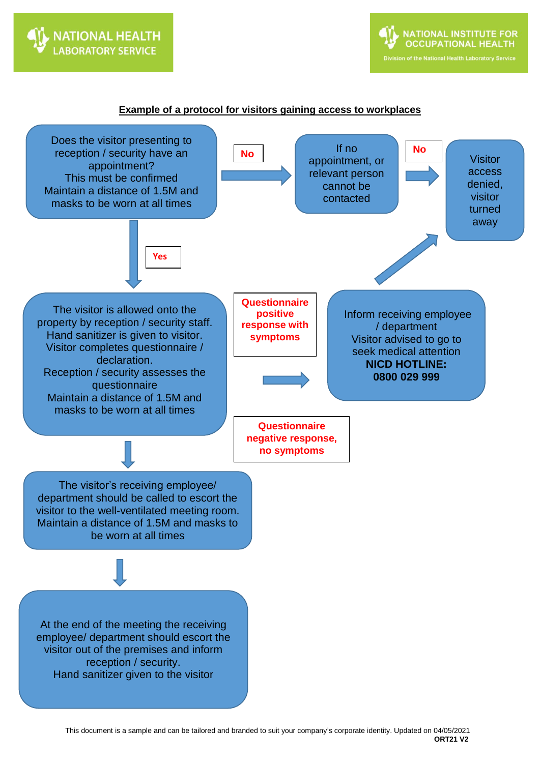NATIONAL HEALTH LABORATORY SERVICE

NATIONAL INSTITUTE FOR OCCUPATIONAL HEALTH
Division of the National Health Laboratory Service

**Example of a protocol for visitors gaining access to workplaces**

Does the visitor presenting to reception / security have an appointment?
This must be confirmed
Maintain a distance of 1.5M and masks to be worn at all times

**No** →

If no appointment, or relevant person cannot be contacted

**No** →

Visitor access denied, visitor turned away

**Yes** ↓

The visitor is allowed onto the property by reception / security staff.
Hand sanitizer is given to visitor.
Visitor completes questionnaire / declaration.
Reception / security assesses the questionnaire
Maintain a distance of 1.5M and masks to be worn at all times

**Questionnaire positive response with symptoms** →

Inform receiving employee / department
Visitor advised to go to seek medical attention
**NICD HOTLINE: 0800 029 999**

→ Visitor access denied, visitor turned away

**Questionnaire negative response, no symptoms** ↓

The visitor's receiving employee/ department should be called to escort the visitor to the well-ventilated meeting room.
Maintain a distance of 1.5M and masks to be worn at all times

↓

At the end of the meeting the receiving employee/ department should escort the visitor out of the premises and inform reception / security.
Hand sanitizer given to the visitor

This document is a sample and can be tailored and branded to suit your company's corporate identity. Updated on 04/05/2021
**ORT21 V2**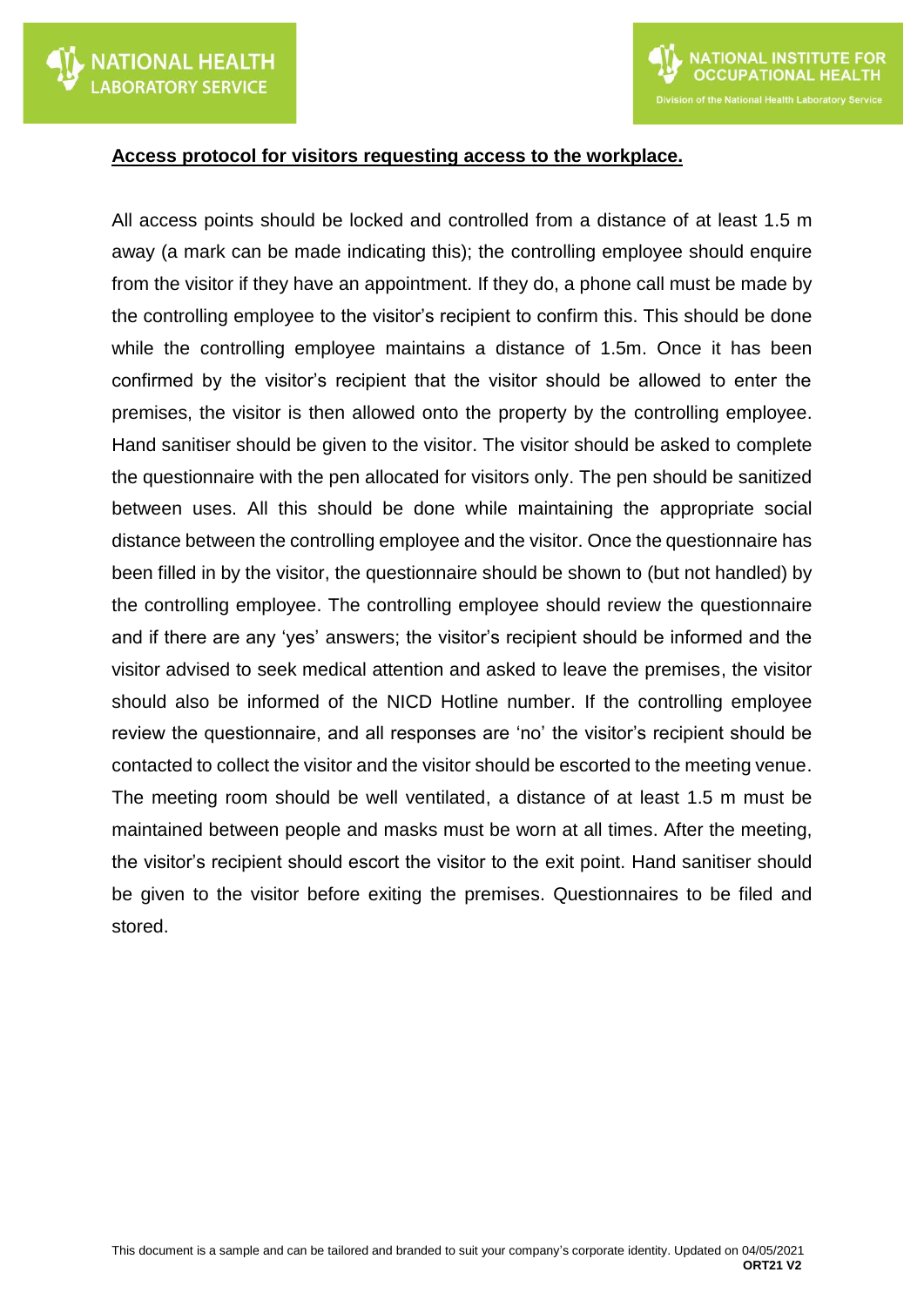**Access protocol for visitors requesting access to the workplace.**

All access points should be locked and controlled from a distance of at least 1.5 m away (a mark can be made indicating this); the controlling employee should enquire from the visitor if they have an appointment. If they do, a phone call must be made by the controlling employee to the visitor's recipient to confirm this. This should be done while the controlling employee maintains a distance of 1.5m. Once it has been confirmed by the visitor's recipient that the visitor should be allowed to enter the premises, the visitor is then allowed onto the property by the controlling employee. Hand sanitiser should be given to the visitor. The visitor should be asked to complete the questionnaire with the pen allocated for visitors only. The pen should be sanitized between uses. All this should be done while maintaining the appropriate social distance between the controlling employee and the visitor. Once the questionnaire has been filled in by the visitor, the questionnaire should be shown to (but not handled) by the controlling employee. The controlling employee should review the questionnaire and if there are any 'yes' answers; the visitor's recipient should be informed and the visitor advised to seek medical attention and asked to leave the premises, the visitor should also be informed of the NICD Hotline number. If the controlling employee review the questionnaire, and all responses are 'no' the visitor's recipient should be contacted to collect the visitor and the visitor should be escorted to the meeting venue. The meeting room should be well ventilated, a distance of at least 1.5 m must be maintained between people and masks must be worn at all times. After the meeting, the visitor's recipient should escort the visitor to the exit point. Hand sanitiser should be given to the visitor before exiting the premises. Questionnaires to be filed and stored.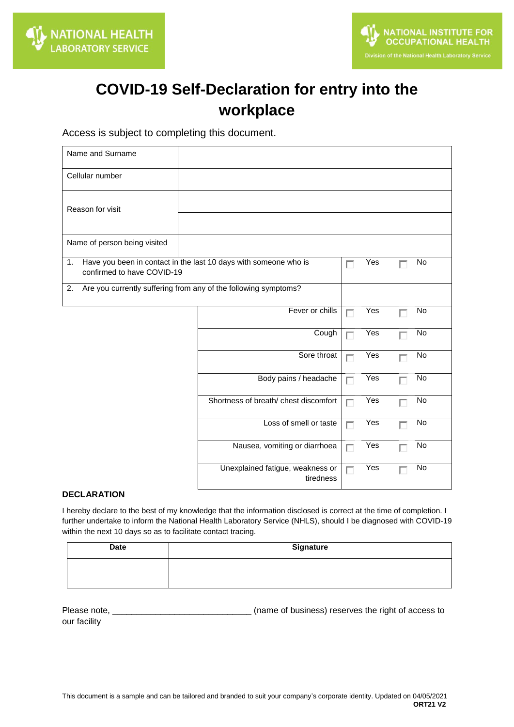NATIONAL HEALTH LABORATORY SERVICE

NATIONAL INSTITUTE FOR OCCUPATIONAL HEALTH
Division of the National Health Laboratory Service

# COVID-19 Self-Declaration for entry into the workplace

Access is subject to completing this document.

| | | | |
|---|---|---|---|
| Name and Surname | | | |
| Cellular number | | | |
| Reason for visit | | | |
| Name of person being visited | | | |
| 1. Have you been in contact in the last 10 days with someone who is confirmed to have COVID-19 | | ☐ Yes | ☐ No |
| 2. Are you currently suffering from any of the following symptoms? | | | |
| | Fever or chills | ☐ Yes | ☐ No |
| | Cough | ☐ Yes | ☐ No |
| | Sore throat | ☐ Yes | ☐ No |
| | Body pains / headache | ☐ Yes | ☐ No |
| | Shortness of breath/ chest discomfort | ☐ Yes | ☐ No |
| | Loss of smell or taste | ☐ Yes | ☐ No |
| | Nausea, vomiting or diarrhoea | ☐ Yes | ☐ No |
| | Unexplained fatigue, weakness or tiredness | ☐ Yes | ☐ No |

**DECLARATION**

I hereby declare to the best of my knowledge that the information disclosed is correct at the time of completion. I further undertake to inform the National Health Laboratory Service (NHLS), should I be diagnosed with COVID-19 within the next 10 days so as to facilitate contact tracing.

| Date | Signature |
|---|---|
| | |

Please note, _____________________________ (name of business) reserves the right of access to our facility

This document is a sample and can be tailored and branded to suit your company's corporate identity. Updated on 04/05/2021

**ORT21 V2**